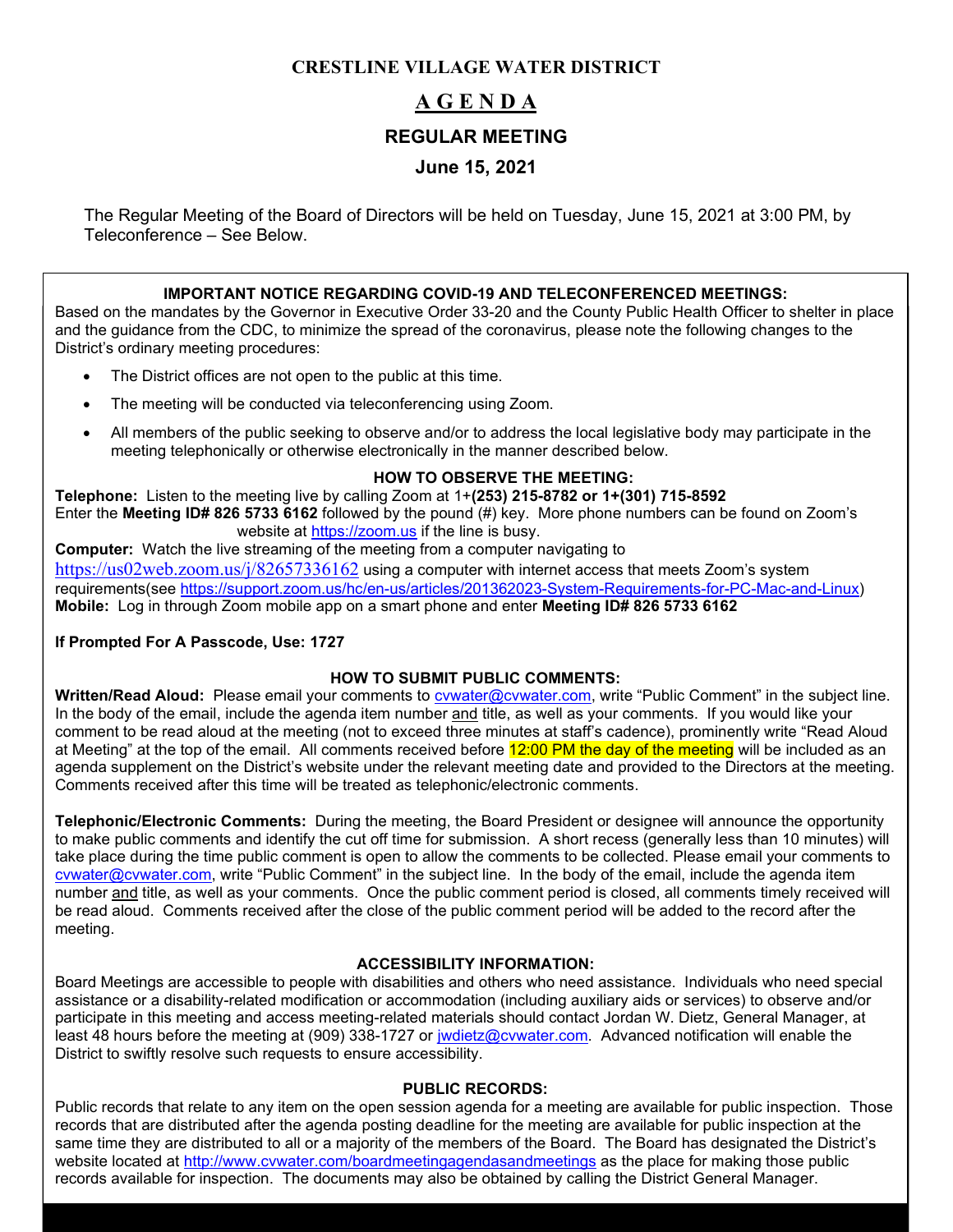# CRESTLINE VILLAGE WATER DISTRICT

## A G E N D A

## REGULAR MEETING

## June 15, 2021

The Regular Meeting of the Board of Directors will be held on Tuesday, June 15, 2021 at 3:00 PM, by Teleconference – See Below.

### IMPORTANT NOTICE REGARDING COVID-19 AND TELECONFERENCED MEETINGS:

Based on the mandates by the Governor in Executive Order 33-20 and the County Public Health Officer to shelter in place and the guidance from the CDC, to minimize the spread of the coronavirus, please note the following changes to the District's ordinary meeting procedures:

- The District offices are not open to the public at this time.
- The meeting will be conducted via teleconferencing using Zoom.
- All members of the public seeking to observe and/or to address the local legislative body may participate in the meeting telephonically or otherwise electronically in the manner described below.

### HOW TO OBSERVE THE MEETING:

**Telephone:** Listen to the meeting live by calling Zoom at 1+**(253) 215-8782 or 1+(301) 715-8592**
Enter the **Meeting ID# 826 5733 6162** followed by the pound (#) key. More phone numbers can be found on Zoom's website at https://zoom.us if the line is busy.

**Computer:** Watch the live streaming of the meeting from a computer navigating to https://us02web.zoom.us/j/82657336162 using a computer with internet access that meets Zoom's system requirements(see https://support.zoom.us/hc/en-us/articles/201362023-System-Requirements-for-PC-Mac-and-Linux)

**Mobile:** Log in through Zoom mobile app on a smart phone and enter **Meeting ID# 826 5733 6162**

**If Prompted For A Passcode, Use: 1727**

### HOW TO SUBMIT PUBLIC COMMENTS:

**Written/Read Aloud:** Please email your comments to cvwater@cvwater.com, write "Public Comment" in the subject line. In the body of the email, include the agenda item number and title, as well as your comments. If you would like your comment to be read aloud at the meeting (not to exceed three minutes at staff's cadence), prominently write "Read Aloud at Meeting" at the top of the email. All comments received before 12:00 PM the day of the meeting will be included as an agenda supplement on the District's website under the relevant meeting date and provided to the Directors at the meeting. Comments received after this time will be treated as telephonic/electronic comments.

**Telephonic/Electronic Comments:** During the meeting, the Board President or designee will announce the opportunity to make public comments and identify the cut off time for submission. A short recess (generally less than 10 minutes) will take place during the time public comment is open to allow the comments to be collected. Please email your comments to cvwater@cvwater.com, write "Public Comment" in the subject line. In the body of the email, include the agenda item number and title, as well as your comments. Once the public comment period is closed, all comments timely received will be read aloud. Comments received after the close of the public comment period will be added to the record after the meeting.

### ACCESSIBILITY INFORMATION:

Board Meetings are accessible to people with disabilities and others who need assistance. Individuals who need special assistance or a disability-related modification or accommodation (including auxiliary aids or services) to observe and/or participate in this meeting and access meeting-related materials should contact Jordan W. Dietz, General Manager, at least 48 hours before the meeting at (909) 338-1727 or jwdietz@cvwater.com. Advanced notification will enable the District to swiftly resolve such requests to ensure accessibility.

### PUBLIC RECORDS:

Public records that relate to any item on the open session agenda for a meeting are available for public inspection. Those records that are distributed after the agenda posting deadline for the meeting are available for public inspection at the same time they are distributed to all or a majority of the members of the Board. The Board has designated the District's website located at http://www.cvwater.com/boardmeetingagendasandmeetings as the place for making those public records available for inspection. The documents may also be obtained by calling the District General Manager.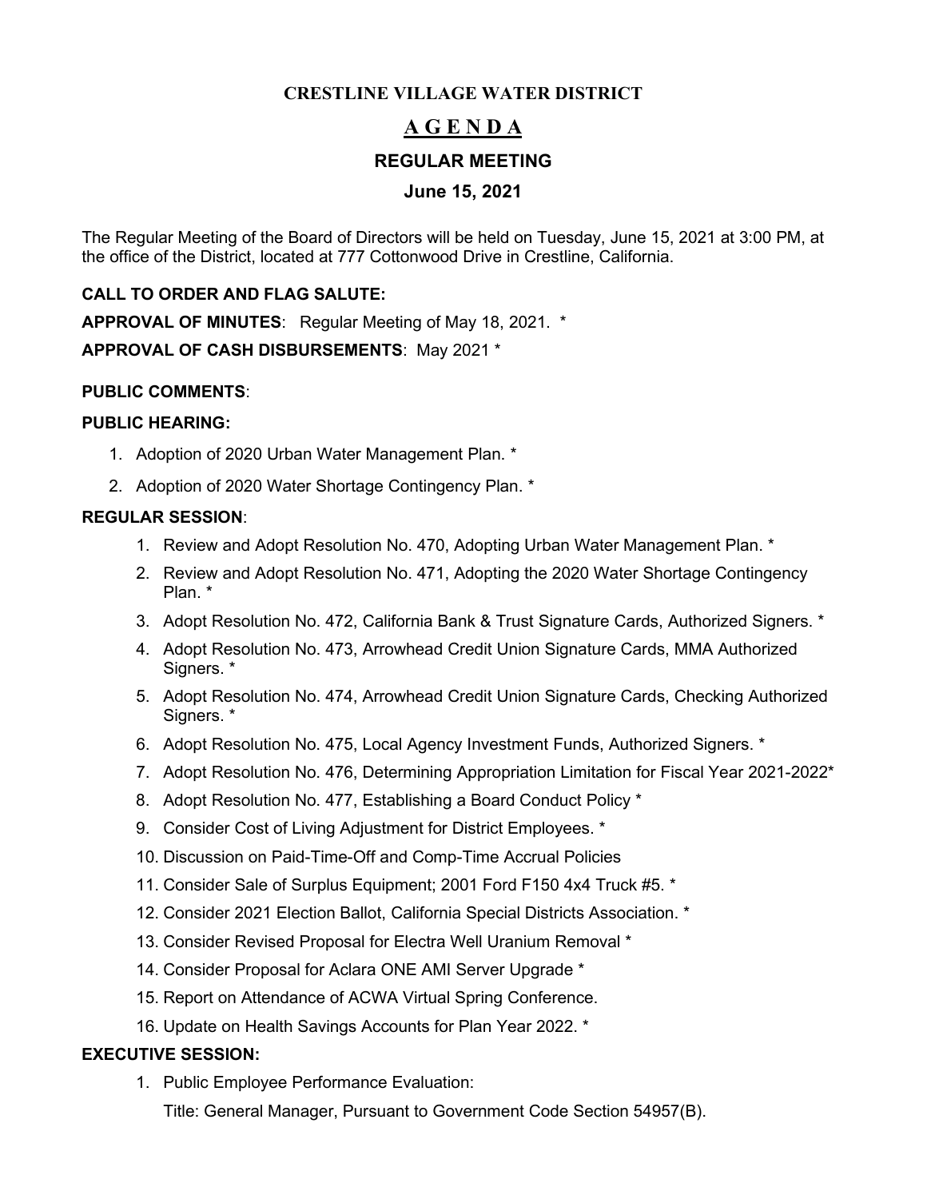# CRESTLINE VILLAGE WATER DISTRICT

## A G E N D A

## REGULAR MEETING

## June 15, 2021

The Regular Meeting of the Board of Directors will be held on Tuesday, June 15, 2021 at 3:00 PM, at the office of the District, located at 777 Cottonwood Drive in Crestline, California.

**CALL TO ORDER AND FLAG SALUTE:**

**APPROVAL OF MINUTES**: Regular Meeting of May 18, 2021. *

**APPROVAL OF CASH DISBURSEMENTS**: May 2021 *

**PUBLIC COMMENTS**:

**PUBLIC HEARING:**

1. Adoption of 2020 Urban Water Management Plan. *
2. Adoption of 2020 Water Shortage Contingency Plan. *

**REGULAR SESSION**:

1. Review and Adopt Resolution No. 470, Adopting Urban Water Management Plan. *
2. Review and Adopt Resolution No. 471, Adopting the 2020 Water Shortage Contingency Plan. *
3. Adopt Resolution No. 472, California Bank & Trust Signature Cards, Authorized Signers. *
4. Adopt Resolution No. 473, Arrowhead Credit Union Signature Cards, MMA Authorized Signers. *
5. Adopt Resolution No. 474, Arrowhead Credit Union Signature Cards, Checking Authorized Signers. *
6. Adopt Resolution No. 475, Local Agency Investment Funds, Authorized Signers. *
7. Adopt Resolution No. 476, Determining Appropriation Limitation for Fiscal Year 2021-2022*
8. Adopt Resolution No. 477, Establishing a Board Conduct Policy *
9. Consider Cost of Living Adjustment for District Employees. *
10. Discussion on Paid-Time-Off and Comp-Time Accrual Policies
11. Consider Sale of Surplus Equipment; 2001 Ford F150 4x4 Truck #5. *
12. Consider 2021 Election Ballot, California Special Districts Association. *
13. Consider Revised Proposal for Electra Well Uranium Removal *
14. Consider Proposal for Aclara ONE AMI Server Upgrade *
15. Report on Attendance of ACWA Virtual Spring Conference.
16. Update on Health Savings Accounts for Plan Year 2022. *

**EXECUTIVE SESSION:**

1. Public Employee Performance Evaluation:

   Title: General Manager, Pursuant to Government Code Section 54957(B).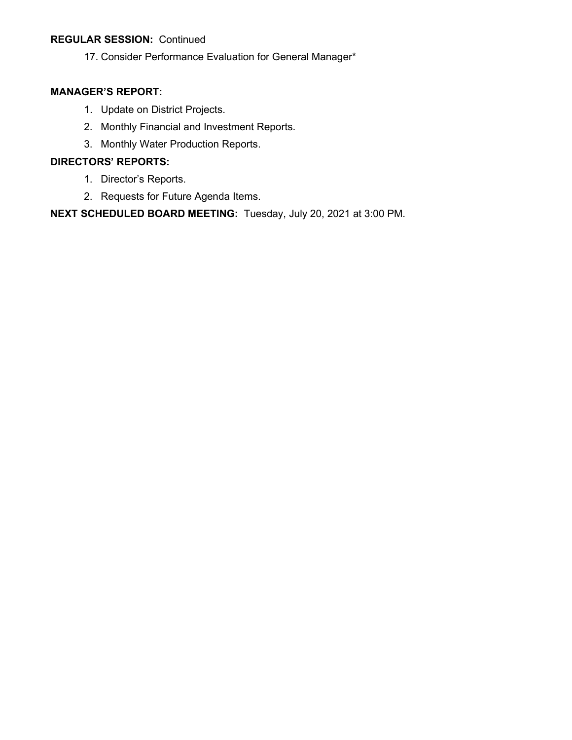**REGULAR SESSION:** Continued

17. Consider Performance Evaluation for General Manager*

**MANAGER'S REPORT:**

1. Update on District Projects.
2. Monthly Financial and Investment Reports.
3. Monthly Water Production Reports.

**DIRECTORS' REPORTS:**

1. Director's Reports.
2. Requests for Future Agenda Items.

**NEXT SCHEDULED BOARD MEETING:** Tuesday, July 20, 2021 at 3:00 PM.